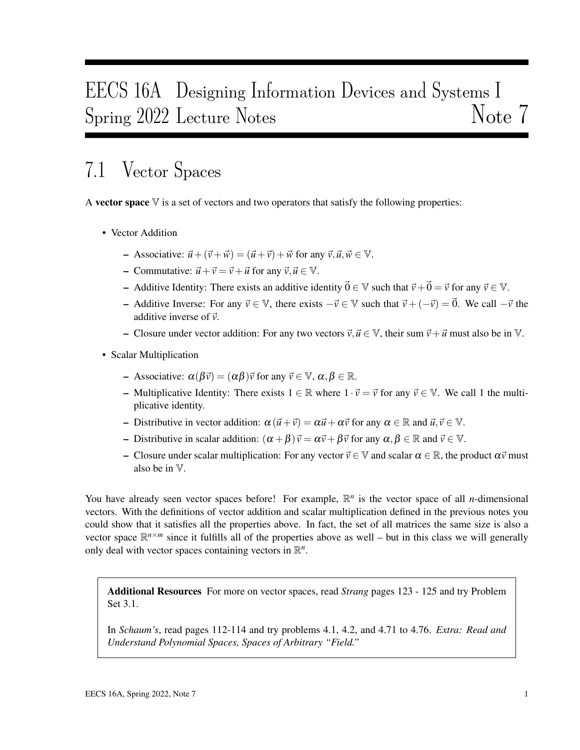# EECS 16A Designing Information Devices and Systems I
# Spring 2022 Lecture Notes — Note 7

## 7.1 Vector Spaces

A **vector space** $\mathbb{V}$ is a set of vectors and two operators that satisfy the following properties:

- Vector Addition
  - Associative: $\vec{u} + (\vec{v} + \vec{w}) = (\vec{u} + \vec{v}) + \vec{w}$ for any $\vec{v}, \vec{u}, \vec{w} \in \mathbb{V}$.
  - Commutative: $\vec{u} + \vec{v} = \vec{v} + \vec{u}$ for any $\vec{v}, \vec{u} \in \mathbb{V}$.
  - Additive Identity: There exists an additive identity $\vec{0} \in \mathbb{V}$ such that $\vec{v} + \vec{0} = \vec{v}$ for any $\vec{v} \in \mathbb{V}$.
  - Additive Inverse: For any $\vec{v} \in \mathbb{V}$, there exists $-\vec{v} \in \mathbb{V}$ such that $\vec{v} + (-\vec{v}) = \vec{0}$. We call $-\vec{v}$ the additive inverse of $\vec{v}$.
  - Closure under vector addition: For any two vectors $\vec{v}, \vec{u} \in \mathbb{V}$, their sum $\vec{v} + \vec{u}$ must also be in $\mathbb{V}$.
- Scalar Multiplication
  - Associative: $\alpha(\beta\vec{v}) = (\alpha\beta)\vec{v}$ for any $\vec{v} \in \mathbb{V}$, $\alpha, \beta \in \mathbb{R}$.
  - Multiplicative Identity: There exists $1 \in \mathbb{R}$ where $1 \cdot \vec{v} = \vec{v}$ for any $\vec{v} \in \mathbb{V}$. We call 1 the multiplicative identity.
  - Distributive in vector addition: $\alpha(\vec{u} + \vec{v}) = \alpha\vec{u} + \alpha\vec{v}$ for any $\alpha \in \mathbb{R}$ and $\vec{u}, \vec{v} \in \mathbb{V}$.
  - Distributive in scalar addition: $(\alpha + \beta)\vec{v} = \alpha\vec{v} + \beta\vec{v}$ for any $\alpha, \beta \in \mathbb{R}$ and $\vec{v} \in \mathbb{V}$.
  - Closure under scalar multiplication: For any vector $\vec{v} \in \mathbb{V}$ and scalar $\alpha \in \mathbb{R}$, the product $\alpha\vec{v}$ must also be in $\mathbb{V}$.

You have already seen vector spaces before! For example, $\mathbb{R}^n$ is the vector space of all $n$-dimensional vectors. With the definitions of vector addition and scalar multiplication defined in the previous notes you could show that it satisfies all the properties above. In fact, the set of all matrices the same size is also a vector space $\mathbb{R}^{n \times m}$ since it fulfills all of the properties above as well – but in this class we will generally only deal with vector spaces containing vectors in $\mathbb{R}^n$.

> **Additional Resources** For more on vector spaces, read *Strang* pages 123 - 125 and try Problem Set 3.1.
>
> In *Schaum's*, read pages 112-114 and try problems 4.1, 4.2, and 4.71 to 4.76. *Extra: Read and Understand Polynomial Spaces, Spaces of Arbitrary "Field."*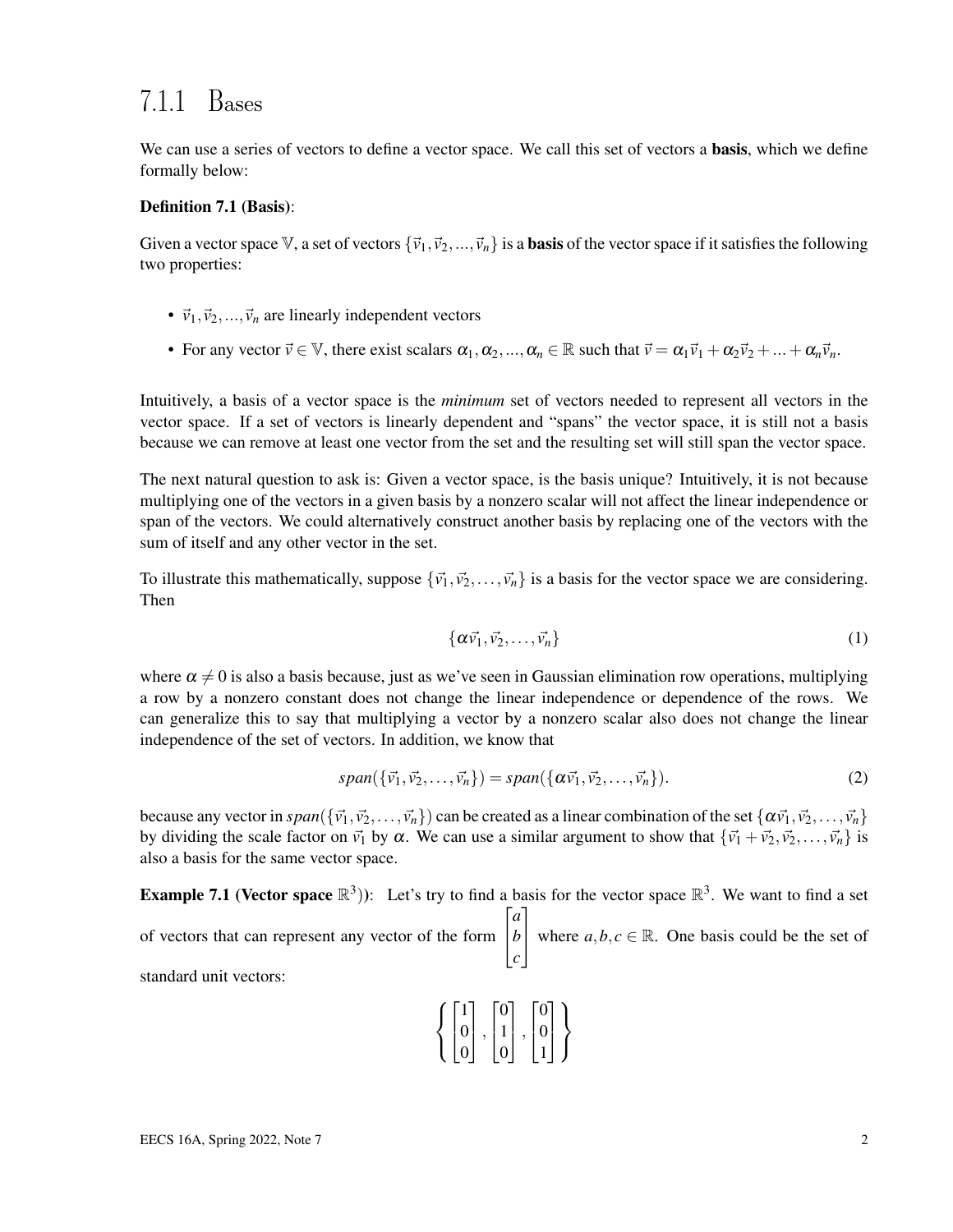### 7.1.1 Bases

We can use a series of vectors to define a vector space. We call this set of vectors a **basis**, which we define formally below:

**Definition 7.1 (Basis)**:

Given a vector space $\mathbb{V}$, a set of vectors $\{\vec{v}_1, \vec{v}_2, ..., \vec{v}_n\}$ is a **basis** of the vector space if it satisfies the following two properties:

- $\vec{v}_1, \vec{v}_2, ..., \vec{v}_n$ are linearly independent vectors
- For any vector $\vec{v} \in \mathbb{V}$, there exist scalars $\alpha_1, \alpha_2, ..., \alpha_n \in \mathbb{R}$ such that $\vec{v} = \alpha_1\vec{v}_1 + \alpha_2\vec{v}_2 + ... + \alpha_n\vec{v}_n$.

Intuitively, a basis of a vector space is the *minimum* set of vectors needed to represent all vectors in the vector space. If a set of vectors is linearly dependent and "spans" the vector space, it is still not a basis because we can remove at least one vector from the set and the resulting set will still span the vector space.

The next natural question to ask is: Given a vector space, is the basis unique? Intuitively, it is not because multiplying one of the vectors in a given basis by a nonzero scalar will not affect the linear independence or span of the vectors. We could alternatively construct another basis by replacing one of the vectors with the sum of itself and any other vector in the set.

To illustrate this mathematically, suppose $\{\vec{v}_1, \vec{v}_2, \ldots, \vec{v}_n\}$ is a basis for the vector space we are considering. Then

$$\{\alpha\vec{v}_1, \vec{v}_2, \ldots, \vec{v}_n\} \tag{1}$$

where $\alpha \neq 0$ is also a basis because, just as we've seen in Gaussian elimination row operations, multiplying a row by a nonzero constant does not change the linear independence or dependence of the rows. We can generalize this to say that multiplying a vector by a nonzero scalar also does not change the linear independence of the set of vectors. In addition, we know that

$$span(\{\vec{v}_1, \vec{v}_2, \ldots, \vec{v}_n\}) = span(\{\alpha\vec{v}_1, \vec{v}_2, \ldots, \vec{v}_n\}). \tag{2}$$

because any vector in $span(\{\vec{v}_1, \vec{v}_2, \ldots, \vec{v}_n\})$ can be created as a linear combination of the set $\{\alpha\vec{v}_1, \vec{v}_2, \ldots, \vec{v}_n\}$ by dividing the scale factor on $\vec{v}_1$ by $\alpha$. We can use a similar argument to show that $\{\vec{v}_1 + \vec{v}_2, \vec{v}_2, \ldots, \vec{v}_n\}$ is also a basis for the same vector space.

**Example 7.1 (Vector space $\mathbb{R}^3$))**: Let's try to find a basis for the vector space $\mathbb{R}^3$. We want to find a set of vectors that can represent any vector of the form $\begin{bmatrix} a \\ b \\ c \end{bmatrix}$ where $a, b, c \in \mathbb{R}$. One basis could be the set of standard unit vectors:

$$\left\{ \begin{bmatrix} 1 \\ 0 \\ 0 \end{bmatrix}, \begin{bmatrix} 0 \\ 1 \\ 0 \end{bmatrix}, \begin{bmatrix} 0 \\ 0 \\ 1 \end{bmatrix} \right\}$$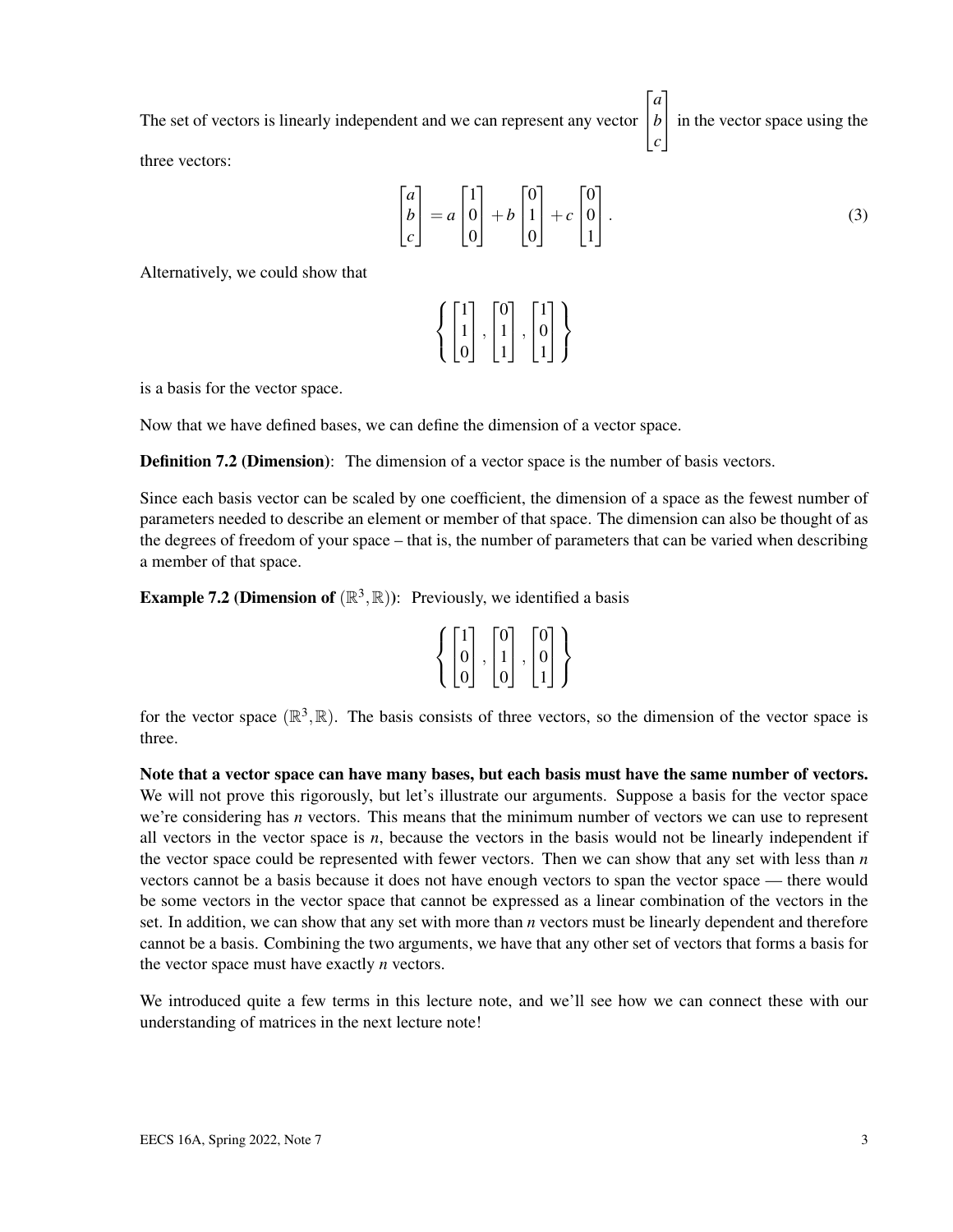The set of vectors is linearly independent and we can represent any vector $\begin{bmatrix} a \\ b \\ c \end{bmatrix}$ in the vector space using the three vectors:

$$\begin{bmatrix} a \\ b \\ c \end{bmatrix} = a \begin{bmatrix} 1 \\ 0 \\ 0 \end{bmatrix} + b \begin{bmatrix} 0 \\ 1 \\ 0 \end{bmatrix} + c \begin{bmatrix} 0 \\ 0 \\ 1 \end{bmatrix}. \tag{3}$$

Alternatively, we could show that

$$\left\{ \begin{bmatrix} 1 \\ 1 \\ 0 \end{bmatrix}, \begin{bmatrix} 0 \\ 1 \\ 1 \end{bmatrix}, \begin{bmatrix} 1 \\ 0 \\ 1 \end{bmatrix} \right\}$$

is a basis for the vector space.

Now that we have defined bases, we can define the dimension of a vector space.

**Definition 7.2 (Dimension)**: The dimension of a vector space is the number of basis vectors.

Since each basis vector can be scaled by one coefficient, the dimension of a space as the fewest number of parameters needed to describe an element or member of that space. The dimension can also be thought of as the degrees of freedom of your space – that is, the number of parameters that can be varied when describing a member of that space.

**Example 7.2 (Dimension of $(\mathbb{R}^3, \mathbb{R})$)**: Previously, we identified a basis

$$\left\{ \begin{bmatrix} 1 \\ 0 \\ 0 \end{bmatrix}, \begin{bmatrix} 0 \\ 1 \\ 0 \end{bmatrix}, \begin{bmatrix} 0 \\ 0 \\ 1 \end{bmatrix} \right\}$$

for the vector space $(\mathbb{R}^3, \mathbb{R})$. The basis consists of three vectors, so the dimension of the vector space is three.

**Note that a vector space can have many bases, but each basis must have the same number of vectors.** We will not prove this rigorously, but let's illustrate our arguments. Suppose a basis for the vector space we're considering has $n$ vectors. This means that the minimum number of vectors we can use to represent all vectors in the vector space is $n$, because the vectors in the basis would not be linearly independent if the vector space could be represented with fewer vectors. Then we can show that any set with less than $n$ vectors cannot be a basis because it does not have enough vectors to span the vector space — there would be some vectors in the vector space that cannot be expressed as a linear combination of the vectors in the set. In addition, we can show that any set with more than $n$ vectors must be linearly dependent and therefore cannot be a basis. Combining the two arguments, we have that any other set of vectors that forms a basis for the vector space must have exactly $n$ vectors.

We introduced quite a few terms in this lecture note, and we'll see how we can connect these with our understanding of matrices in the next lecture note!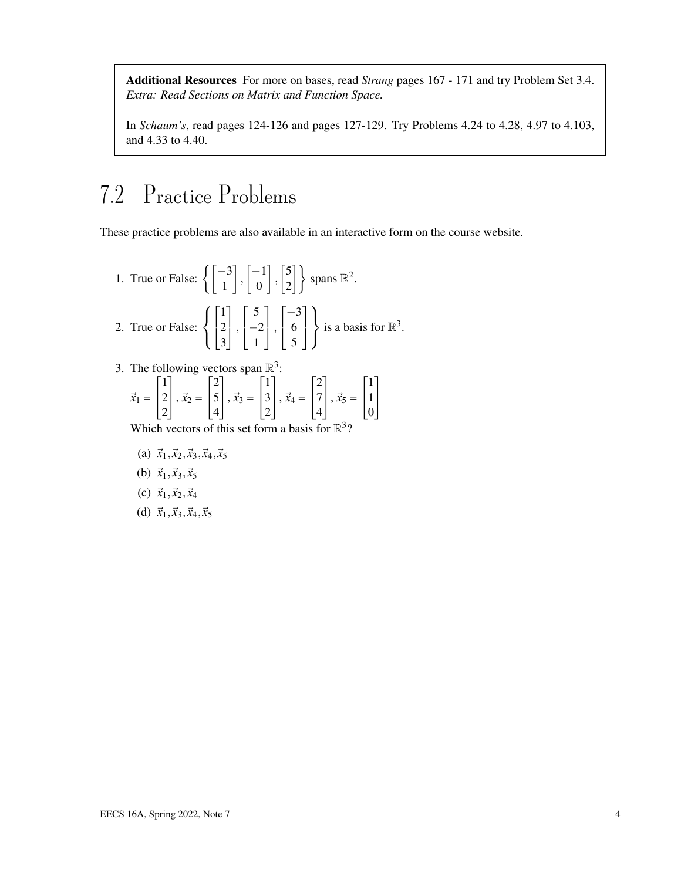> **Additional Resources** For more on bases, read *Strang* pages 167 - 171 and try Problem Set 3.4. *Extra: Read Sections on Matrix and Function Space.*
>
> In *Schaum's*, read pages 124-126 and pages 127-129. Try Problems 4.24 to 4.28, 4.97 to 4.103, and 4.33 to 4.40.

## 7.2 Practice Problems

These practice problems are also available in an interactive form on the course website.

1. True or False: $\left\{ \begin{bmatrix} -3 \\ 1 \end{bmatrix}, \begin{bmatrix} -1 \\ 0 \end{bmatrix}, \begin{bmatrix} 5 \\ 2 \end{bmatrix} \right\}$ spans $\mathbb{R}^2$.

2. True or False: $\left\{ \begin{bmatrix} 1 \\ 2 \\ 3 \end{bmatrix}, \begin{bmatrix} 5 \\ -2 \\ 1 \end{bmatrix}, \begin{bmatrix} -3 \\ 6 \\ 5 \end{bmatrix} \right\}$ is a basis for $\mathbb{R}^3$.

3. The following vectors span $\mathbb{R}^3$:
   $\vec{x}_1 = \begin{bmatrix} 1 \\ 2 \\ 2 \end{bmatrix}, \vec{x}_2 = \begin{bmatrix} 2 \\ 5 \\ 4 \end{bmatrix}, \vec{x}_3 = \begin{bmatrix} 1 \\ 3 \\ 2 \end{bmatrix}, \vec{x}_4 = \begin{bmatrix} 2 \\ 7 \\ 4 \end{bmatrix}, \vec{x}_5 = \begin{bmatrix} 1 \\ 1 \\ 0 \end{bmatrix}$
   Which vectors of this set form a basis for $\mathbb{R}^3$?

   (a) $\vec{x}_1, \vec{x}_2, \vec{x}_3, \vec{x}_4, \vec{x}_5$

   (b) $\vec{x}_1, \vec{x}_3, \vec{x}_5$

   (c) $\vec{x}_1, \vec{x}_2, \vec{x}_4$

   (d) $\vec{x}_1, \vec{x}_3, \vec{x}_4, \vec{x}_5$